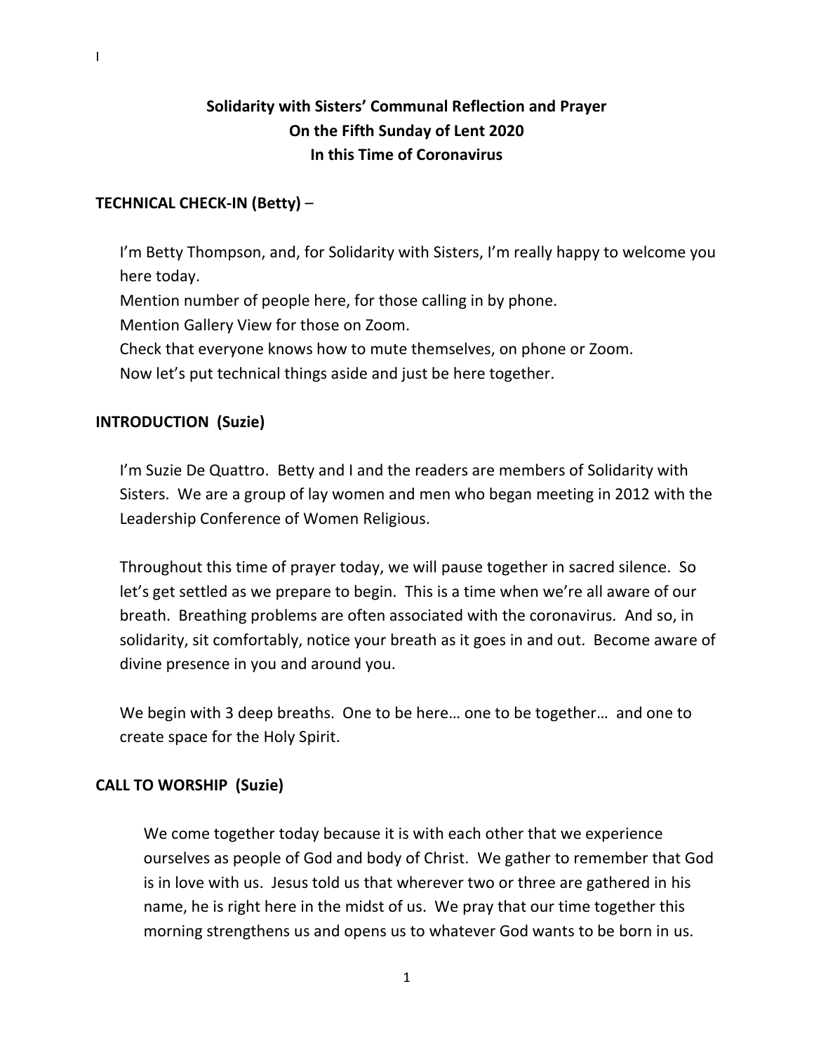I

# Solidarity with Sisters' Communal Reflection and Prayer
# On the Fifth Sunday of Lent 2020
# In this Time of Coronavirus

**TECHNICAL CHECK-IN (Betty)** –

I'm Betty Thompson, and, for Solidarity with Sisters, I'm really happy to welcome you here today.
Mention number of people here, for those calling in by phone.
Mention Gallery View for those on Zoom.
Check that everyone knows how to mute themselves, on phone or Zoom.
Now let's put technical things aside and just be here together.

**INTRODUCTION (Suzie)**

I'm Suzie De Quattro. Betty and I and the readers are members of Solidarity with Sisters. We are a group of lay women and men who began meeting in 2012 with the Leadership Conference of Women Religious.

Throughout this time of prayer today, we will pause together in sacred silence. So let's get settled as we prepare to begin. This is a time when we're all aware of our breath. Breathing problems are often associated with the coronavirus. And so, in solidarity, sit comfortably, notice your breath as it goes in and out. Become aware of divine presence in you and around you.

We begin with 3 deep breaths. One to be here… one to be together… and one to create space for the Holy Spirit.

**CALL TO WORSHIP (Suzie)**

We come together today because it is with each other that we experience ourselves as people of God and body of Christ. We gather to remember that God is in love with us. Jesus told us that wherever two or three are gathered in his name, he is right here in the midst of us. We pray that our time together this morning strengthens us and opens us to whatever God wants to be born in us.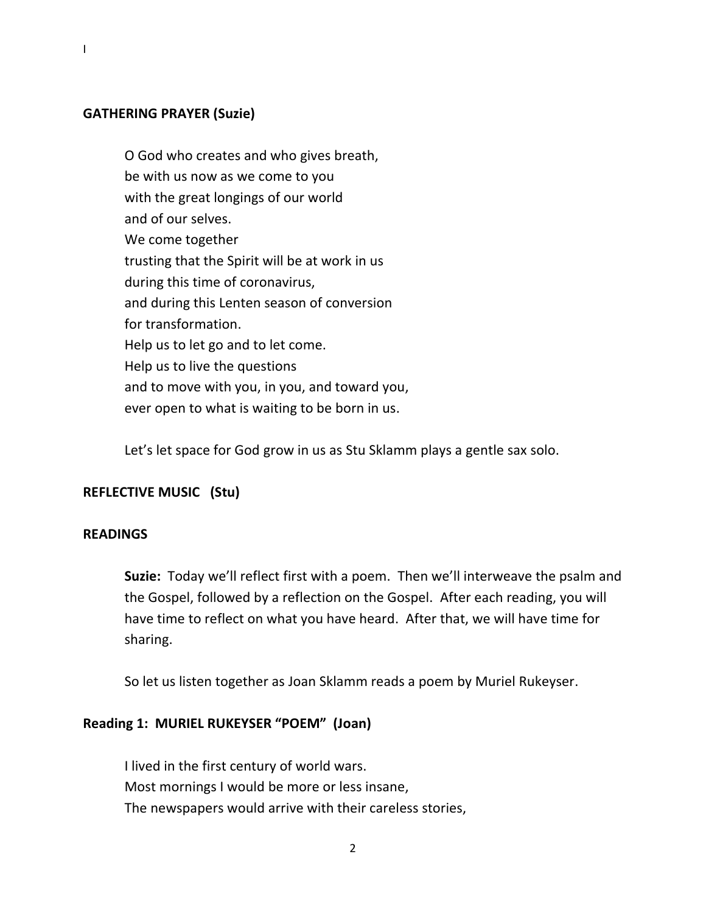I

**GATHERING PRAYER (Suzie)**

O God who creates and who gives breath,
be with us now as we come to you
with the great longings of our world
and of our selves.
We come together
trusting that the Spirit will be at work in us
during this time of coronavirus,
and during this Lenten season of conversion
for transformation.
Help us to let go and to let come.
Help us to live the questions
and to move with you, in you, and toward you,
ever open to what is waiting to be born in us.

Let's let space for God grow in us as Stu Sklamm plays a gentle sax solo.

**REFLECTIVE MUSIC (Stu)**

**READINGS**

**Suzie:** Today we'll reflect first with a poem. Then we'll interweave the psalm and the Gospel, followed by a reflection on the Gospel. After each reading, you will have time to reflect on what you have heard. After that, we will have time for sharing.

So let us listen together as Joan Sklamm reads a poem by Muriel Rukeyser.

**Reading 1: MURIEL RUKEYSER "POEM" (Joan)**

I lived in the first century of world wars.
Most mornings I would be more or less insane,
The newspapers would arrive with their careless stories,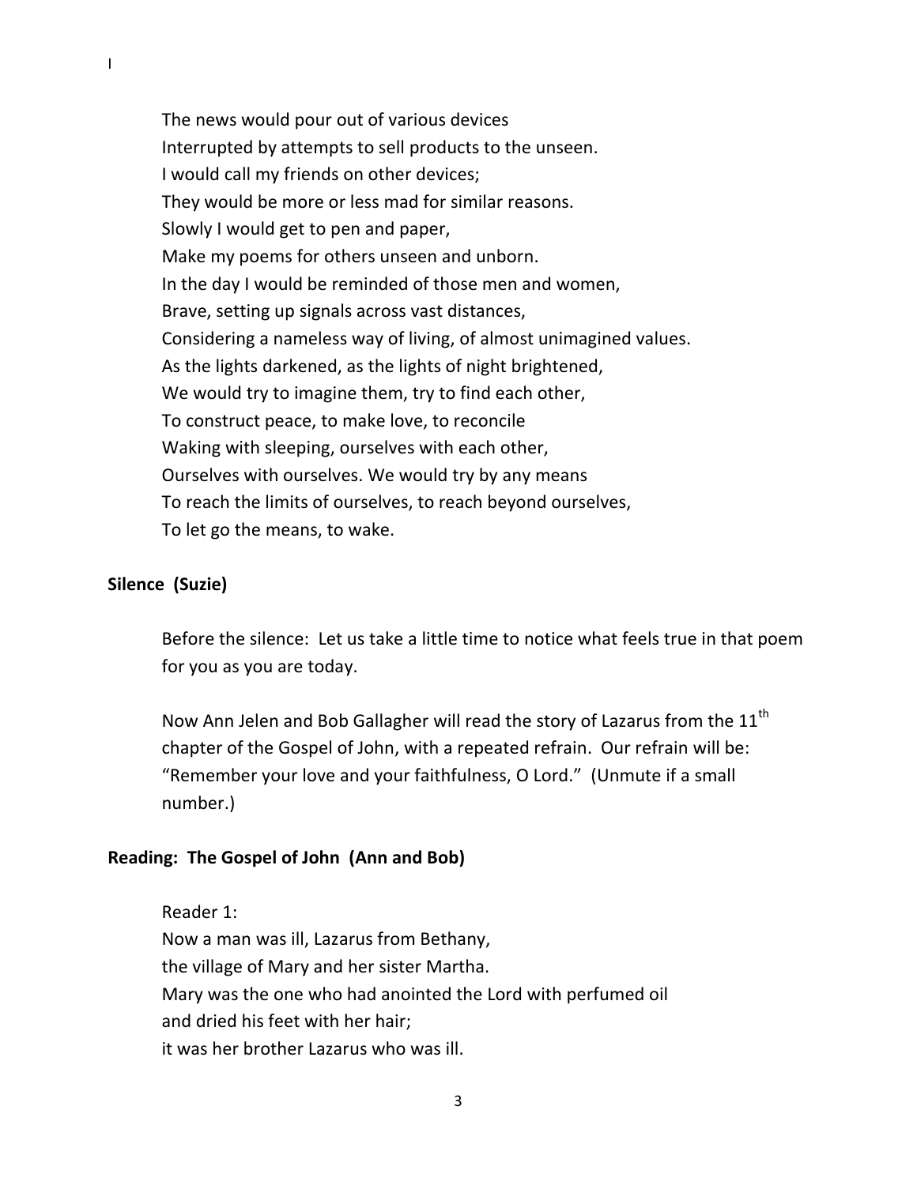I

The news would pour out of various devices
Interrupted by attempts to sell products to the unseen.
I would call my friends on other devices;
They would be more or less mad for similar reasons.
Slowly I would get to pen and paper,
Make my poems for others unseen and unborn.
In the day I would be reminded of those men and women,
Brave, setting up signals across vast distances,
Considering a nameless way of living, of almost unimagined values.
As the lights darkened, as the lights of night brightened,
We would try to imagine them, try to find each other,
To construct peace, to make love, to reconcile
Waking with sleeping, ourselves with each other,
Ourselves with ourselves. We would try by any means
To reach the limits of ourselves, to reach beyond ourselves,
To let go the means, to wake.

**Silence (Suzie)**

Before the silence: Let us take a little time to notice what feels true in that poem for you as you are today.

Now Ann Jelen and Bob Gallagher will read the story of Lazarus from the 11th chapter of the Gospel of John, with a repeated refrain. Our refrain will be: "Remember your love and your faithfulness, O Lord." (Unmute if a small number.)

**Reading: The Gospel of John (Ann and Bob)**

Reader 1:
Now a man was ill, Lazarus from Bethany,
the village of Mary and her sister Martha.
Mary was the one who had anointed the Lord with perfumed oil
and dried his feet with her hair;
it was her brother Lazarus who was ill.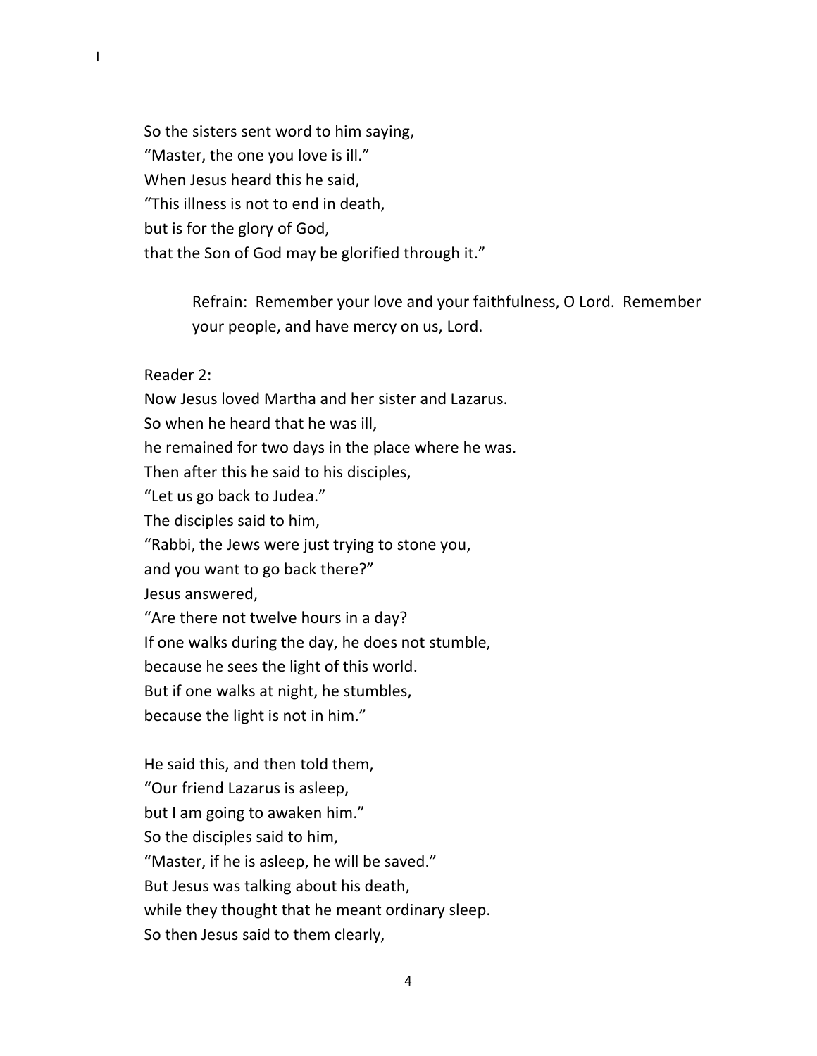So the sisters sent word to him saying,
"Master, the one you love is ill."
When Jesus heard this he said,
"This illness is not to end in death,
but is for the glory of God,
that the Son of God may be glorified through it."

> Refrain: Remember your love and your faithfulness, O Lord. Remember your people, and have mercy on us, Lord.

Reader 2:
Now Jesus loved Martha and her sister and Lazarus.
So when he heard that he was ill,
he remained for two days in the place where he was.
Then after this he said to his disciples,
"Let us go back to Judea."
The disciples said to him,
"Rabbi, the Jews were just trying to stone you,
and you want to go back there?"
Jesus answered,
"Are there not twelve hours in a day?
If one walks during the day, he does not stumble,
because he sees the light of this world.
But if one walks at night, he stumbles,
because the light is not in him."

He said this, and then told them,
"Our friend Lazarus is asleep,
but I am going to awaken him."
So the disciples said to him,
"Master, if he is asleep, he will be saved."
But Jesus was talking about his death,
while they thought that he meant ordinary sleep.
So then Jesus said to them clearly,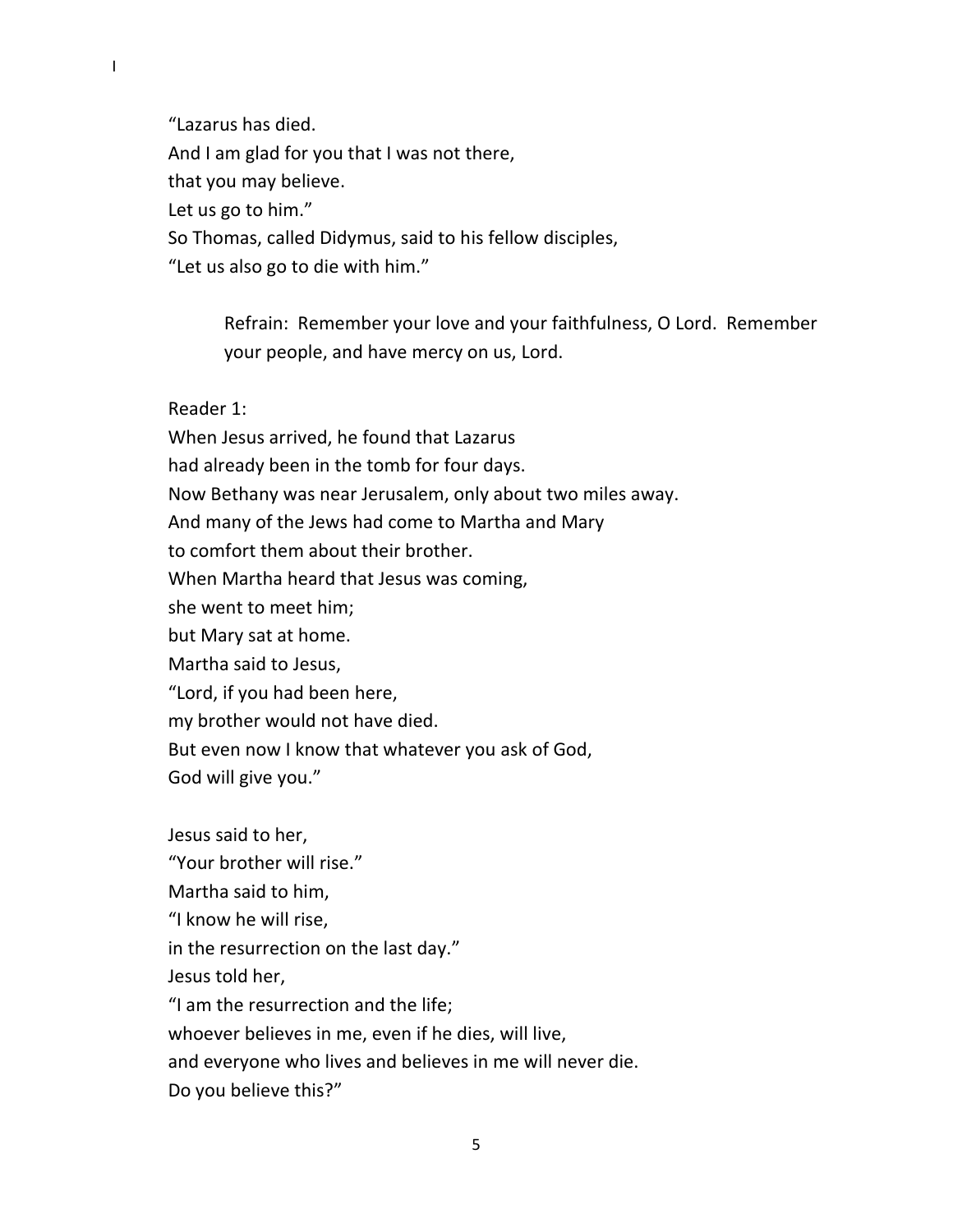“Lazarus has died.
And I am glad for you that I was not there,
that you may believe.
Let us go to him.”
So Thomas, called Didymus, said to his fellow disciples,
“Let us also go to die with him.”

> Refrain: Remember your love and your faithfulness, O Lord. Remember your people, and have mercy on us, Lord.

Reader 1:
When Jesus arrived, he found that Lazarus
had already been in the tomb for four days.
Now Bethany was near Jerusalem, only about two miles away.
And many of the Jews had come to Martha and Mary
to comfort them about their brother.
When Martha heard that Jesus was coming,
she went to meet him;
but Mary sat at home.
Martha said to Jesus,
“Lord, if you had been here,
my brother would not have died.
But even now I know that whatever you ask of God,
God will give you.”

Jesus said to her,
“Your brother will rise.”
Martha said to him,
“I know he will rise,
in the resurrection on the last day.”
Jesus told her,
“I am the resurrection and the life;
whoever believes in me, even if he dies, will live,
and everyone who lives and believes in me will never die.
Do you believe this?”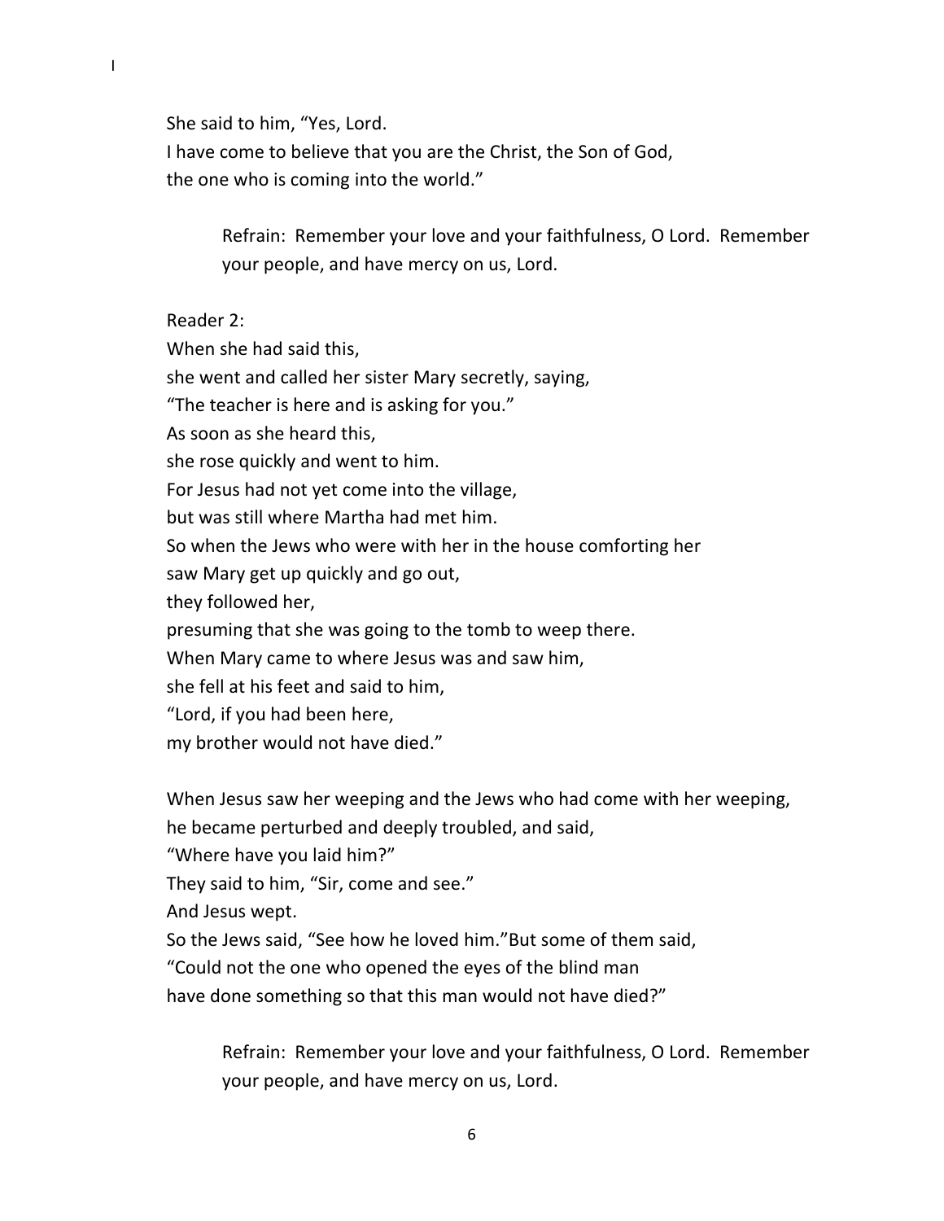She said to him, "Yes, Lord.
I have come to believe that you are the Christ, the Son of God,
the one who is coming into the world."

> Refrain: Remember your love and your faithfulness, O Lord. Remember your people, and have mercy on us, Lord.

Reader 2:
When she had said this,
she went and called her sister Mary secretly, saying,
"The teacher is here and is asking for you."
As soon as she heard this,
she rose quickly and went to him.
For Jesus had not yet come into the village,
but was still where Martha had met him.
So when the Jews who were with her in the house comforting her
saw Mary get up quickly and go out,
they followed her,
presuming that she was going to the tomb to weep there.
When Mary came to where Jesus was and saw him,
she fell at his feet and said to him,
"Lord, if you had been here,
my brother would not have died."

When Jesus saw her weeping and the Jews who had come with her weeping,
he became perturbed and deeply troubled, and said,
"Where have you laid him?"
They said to him, "Sir, come and see."
And Jesus wept.
So the Jews said, "See how he loved him."But some of them said,
"Could not the one who opened the eyes of the blind man
have done something so that this man would not have died?"

> Refrain: Remember your love and your faithfulness, O Lord. Remember your people, and have mercy on us, Lord.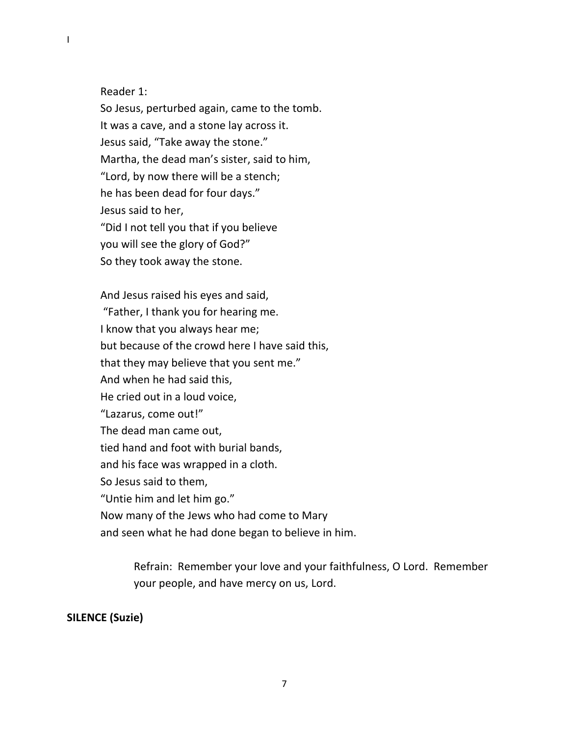I

Reader 1:
So Jesus, perturbed again, came to the tomb.
It was a cave, and a stone lay across it.
Jesus said, "Take away the stone."
Martha, the dead man's sister, said to him,
"Lord, by now there will be a stench;
he has been dead for four days."
Jesus said to her,
"Did I not tell you that if you believe
you will see the glory of God?"
So they took away the stone.

And Jesus raised his eyes and said,
"Father, I thank you for hearing me.
I know that you always hear me;
but because of the crowd here I have said this,
that they may believe that you sent me."
And when he had said this,
He cried out in a loud voice,
"Lazarus, come out!"
The dead man came out,
tied hand and foot with burial bands,
and his face was wrapped in a cloth.
So Jesus said to them,
"Untie him and let him go."
Now many of the Jews who had come to Mary
and seen what he had done began to believe in him.

> Refrain: Remember your love and your faithfulness, O Lord. Remember your people, and have mercy on us, Lord.

**SILENCE (Suzie)**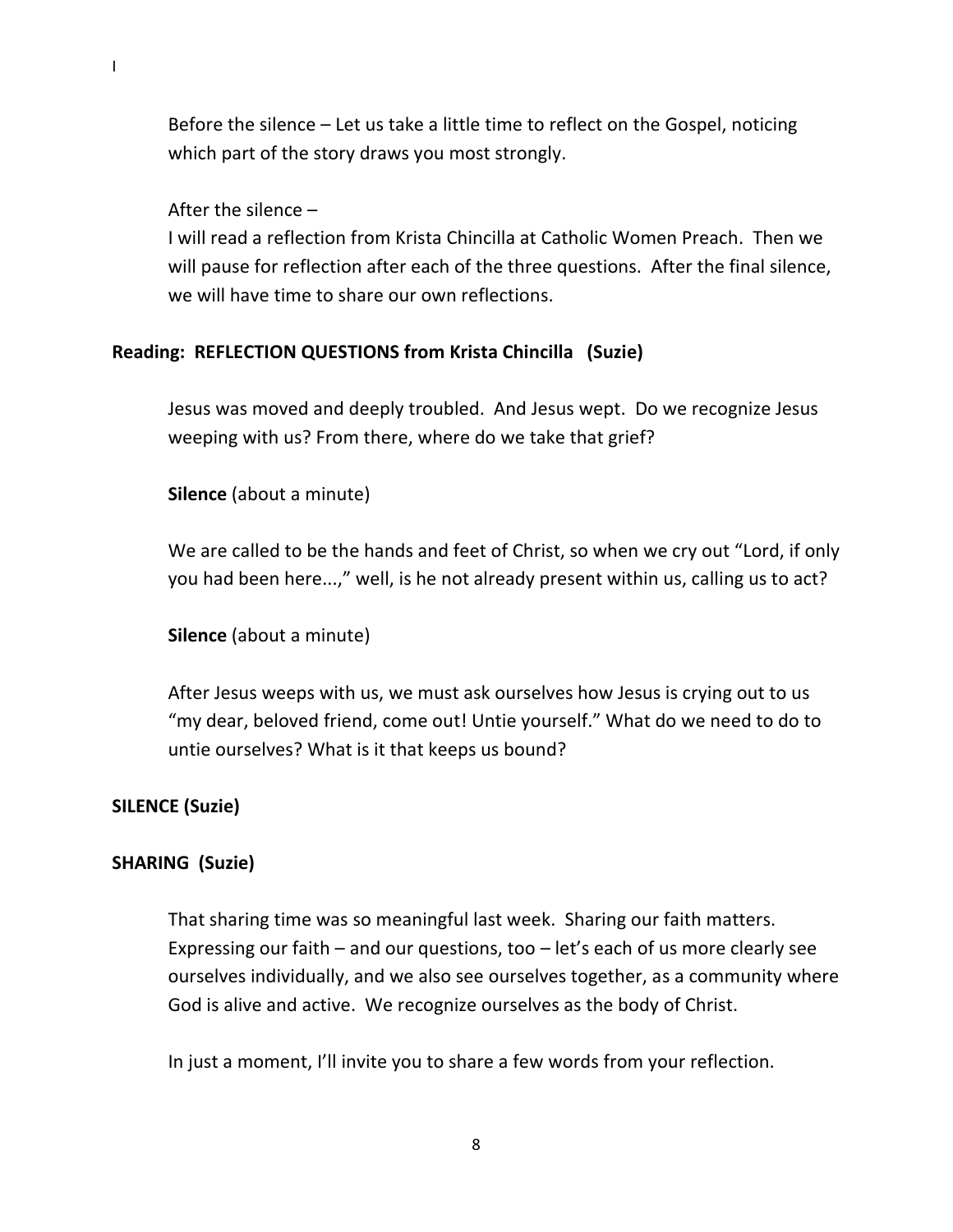I

Before the silence – Let us take a little time to reflect on the Gospel, noticing which part of the story draws you most strongly.

After the silence –
I will read a reflection from Krista Chincilla at Catholic Women Preach. Then we will pause for reflection after each of the three questions. After the final silence, we will have time to share our own reflections.

**Reading: REFLECTION QUESTIONS from Krista Chincilla (Suzie)**

Jesus was moved and deeply troubled. And Jesus wept. Do we recognize Jesus weeping with us? From there, where do we take that grief?

**Silence** (about a minute)

We are called to be the hands and feet of Christ, so when we cry out "Lord, if only you had been here...," well, is he not already present within us, calling us to act?

**Silence** (about a minute)

After Jesus weeps with us, we must ask ourselves how Jesus is crying out to us "my dear, beloved friend, come out! Untie yourself." What do we need to do to untie ourselves? What is it that keeps us bound?

**SILENCE (Suzie)**

**SHARING (Suzie)**

That sharing time was so meaningful last week. Sharing our faith matters. Expressing our faith – and our questions, too – let's each of us more clearly see ourselves individually, and we also see ourselves together, as a community where God is alive and active. We recognize ourselves as the body of Christ.

In just a moment, I'll invite you to share a few words from your reflection.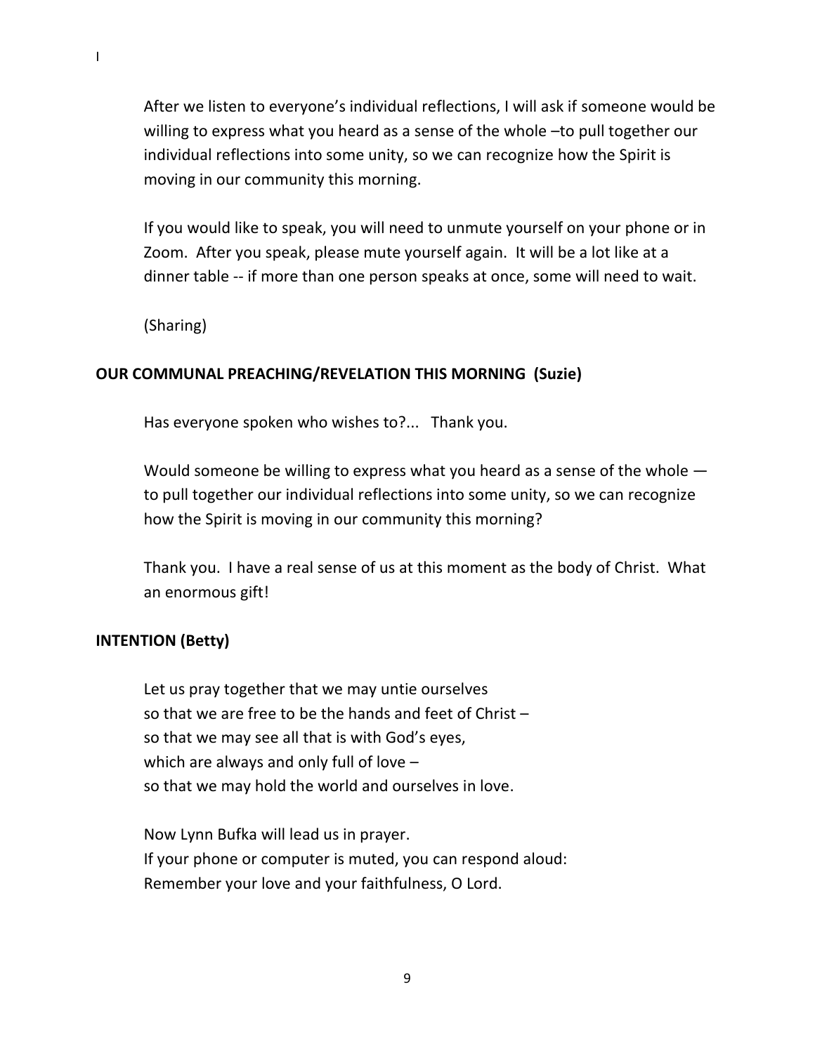I

After we listen to everyone's individual reflections, I will ask if someone would be willing to express what you heard as a sense of the whole –to pull together our individual reflections into some unity, so we can recognize how the Spirit is moving in our community this morning.

If you would like to speak, you will need to unmute yourself on your phone or in Zoom. After you speak, please mute yourself again. It will be a lot like at a dinner table -- if more than one person speaks at once, some will need to wait.

(Sharing)

**OUR COMMUNAL PREACHING/REVELATION THIS MORNING (Suzie)**

Has everyone spoken who wishes to?... Thank you.

Would someone be willing to express what you heard as a sense of the whole — to pull together our individual reflections into some unity, so we can recognize how the Spirit is moving in our community this morning?

Thank you. I have a real sense of us at this moment as the body of Christ. What an enormous gift!

**INTENTION (Betty)**

Let us pray together that we may untie ourselves  
so that we are free to be the hands and feet of Christ –  
so that we may see all that is with God's eyes,  
which are always and only full of love –  
so that we may hold the world and ourselves in love.

Now Lynn Bufka will lead us in prayer.  
If your phone or computer is muted, you can respond aloud:  
Remember your love and your faithfulness, O Lord.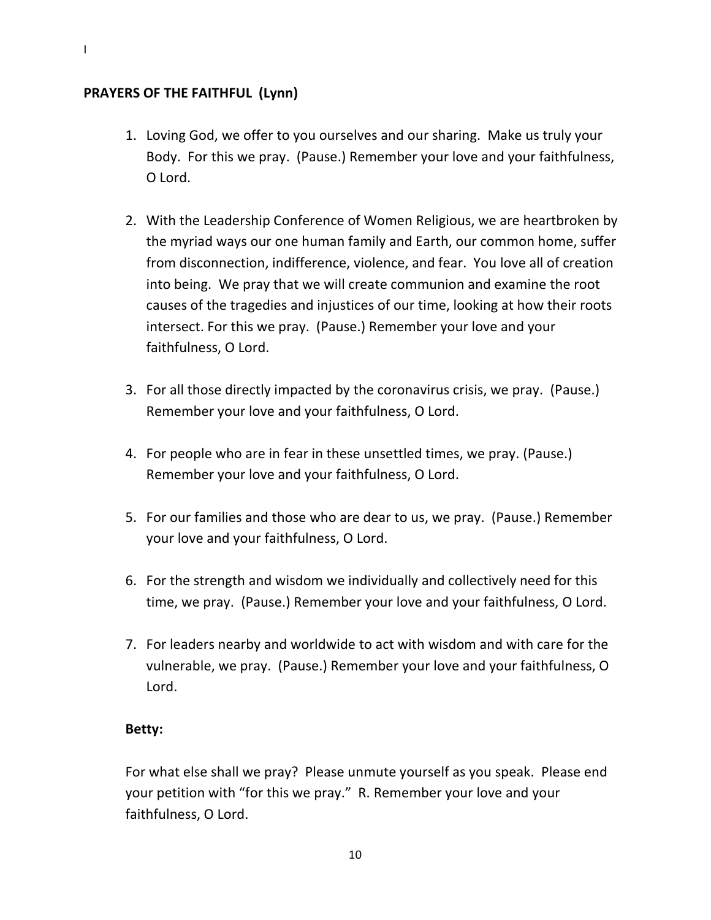I

**PRAYERS OF THE FAITHFUL (Lynn)**

1. Loving God, we offer to you ourselves and our sharing. Make us truly your Body. For this we pray. (Pause.) Remember your love and your faithfulness, O Lord.

2. With the Leadership Conference of Women Religious, we are heartbroken by the myriad ways our one human family and Earth, our common home, suffer from disconnection, indifference, violence, and fear. You love all of creation into being. We pray that we will create communion and examine the root causes of the tragedies and injustices of our time, looking at how their roots intersect. For this we pray. (Pause.) Remember your love and your faithfulness, O Lord.

3. For all those directly impacted by the coronavirus crisis, we pray. (Pause.) Remember your love and your faithfulness, O Lord.

4. For people who are in fear in these unsettled times, we pray. (Pause.) Remember your love and your faithfulness, O Lord.

5. For our families and those who are dear to us, we pray. (Pause.) Remember your love and your faithfulness, O Lord.

6. For the strength and wisdom we individually and collectively need for this time, we pray. (Pause.) Remember your love and your faithfulness, O Lord.

7. For leaders nearby and worldwide to act with wisdom and with care for the vulnerable, we pray. (Pause.) Remember your love and your faithfulness, O Lord.

**Betty:**

For what else shall we pray? Please unmute yourself as you speak. Please end your petition with "for this we pray." R. Remember your love and your faithfulness, O Lord.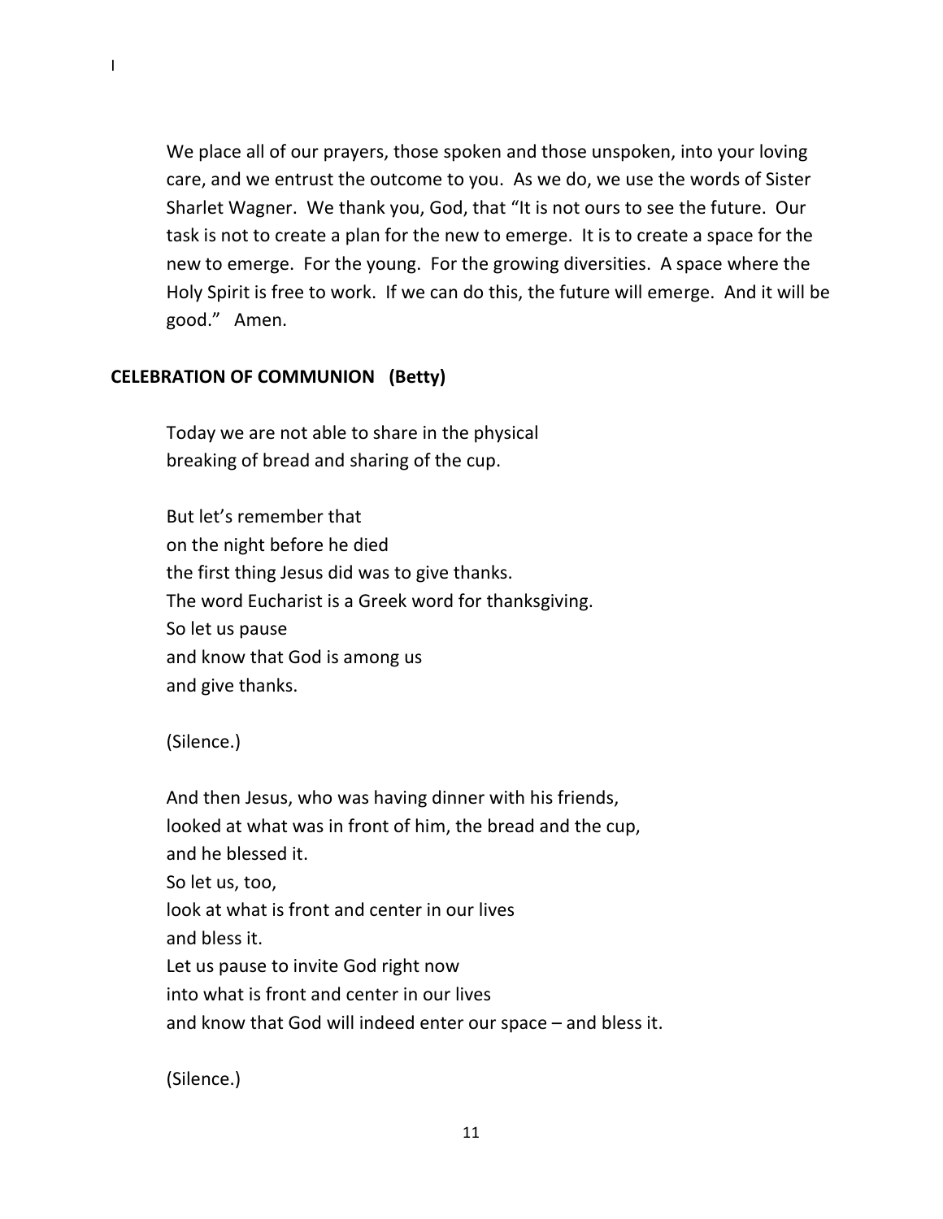I

We place all of our prayers, those spoken and those unspoken, into your loving care, and we entrust the outcome to you. As we do, we use the words of Sister Sharlet Wagner. We thank you, God, that "It is not ours to see the future. Our task is not to create a plan for the new to emerge. It is to create a space for the new to emerge. For the young. For the growing diversities. A space where the Holy Spirit is free to work. If we can do this, the future will emerge. And it will be good." Amen.

**CELEBRATION OF COMMUNION (Betty)**

Today we are not able to share in the physical
breaking of bread and sharing of the cup.

But let's remember that
on the night before he died
the first thing Jesus did was to give thanks.
The word Eucharist is a Greek word for thanksgiving.
So let us pause
and know that God is among us
and give thanks.

(Silence.)

And then Jesus, who was having dinner with his friends,
looked at what was in front of him, the bread and the cup,
and he blessed it.
So let us, too,
look at what is front and center in our lives
and bless it.
Let us pause to invite God right now
into what is front and center in our lives
and know that God will indeed enter our space – and bless it.

(Silence.)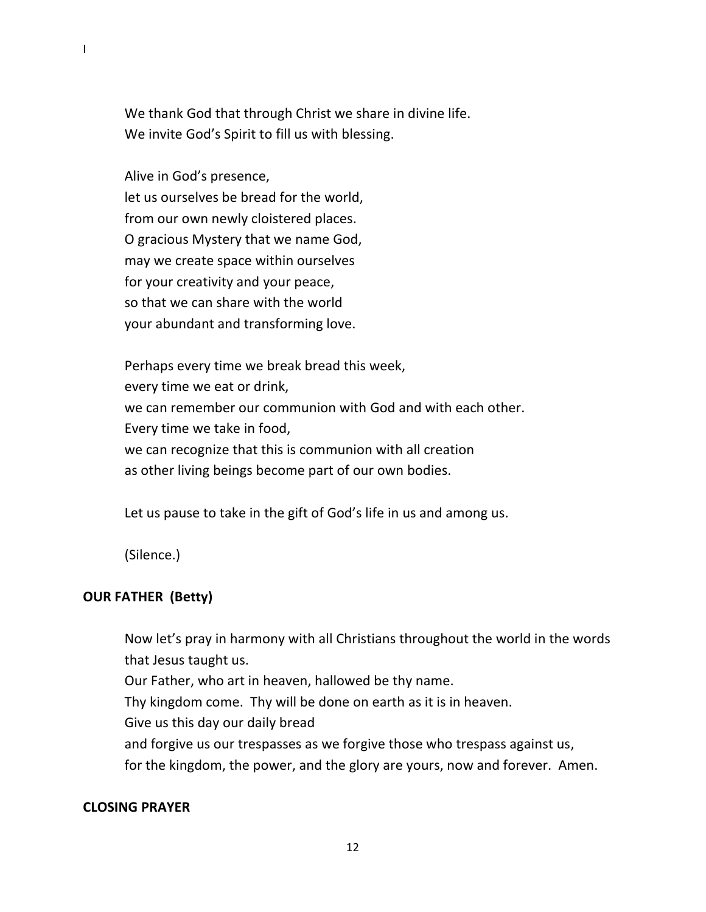I

We thank God that through Christ we share in divine life.
We invite God's Spirit to fill us with blessing.

Alive in God's presence,
let us ourselves be bread for the world,
from our own newly cloistered places.
O gracious Mystery that we name God,
may we create space within ourselves
for your creativity and your peace,
so that we can share with the world
your abundant and transforming love.

Perhaps every time we break bread this week,
every time we eat or drink,
we can remember our communion with God and with each other.
Every time we take in food,
we can recognize that this is communion with all creation
as other living beings become part of our own bodies.

Let us pause to take in the gift of God's life in us and among us.

(Silence.)

**OUR FATHER (Betty)**

Now let's pray in harmony with all Christians throughout the world in the words that Jesus taught us.
Our Father, who art in heaven, hallowed be thy name.
Thy kingdom come. Thy will be done on earth as it is in heaven.
Give us this day our daily bread
and forgive us our trespasses as we forgive those who trespass against us,
for the kingdom, the power, and the glory are yours, now and forever. Amen.

**CLOSING PRAYER**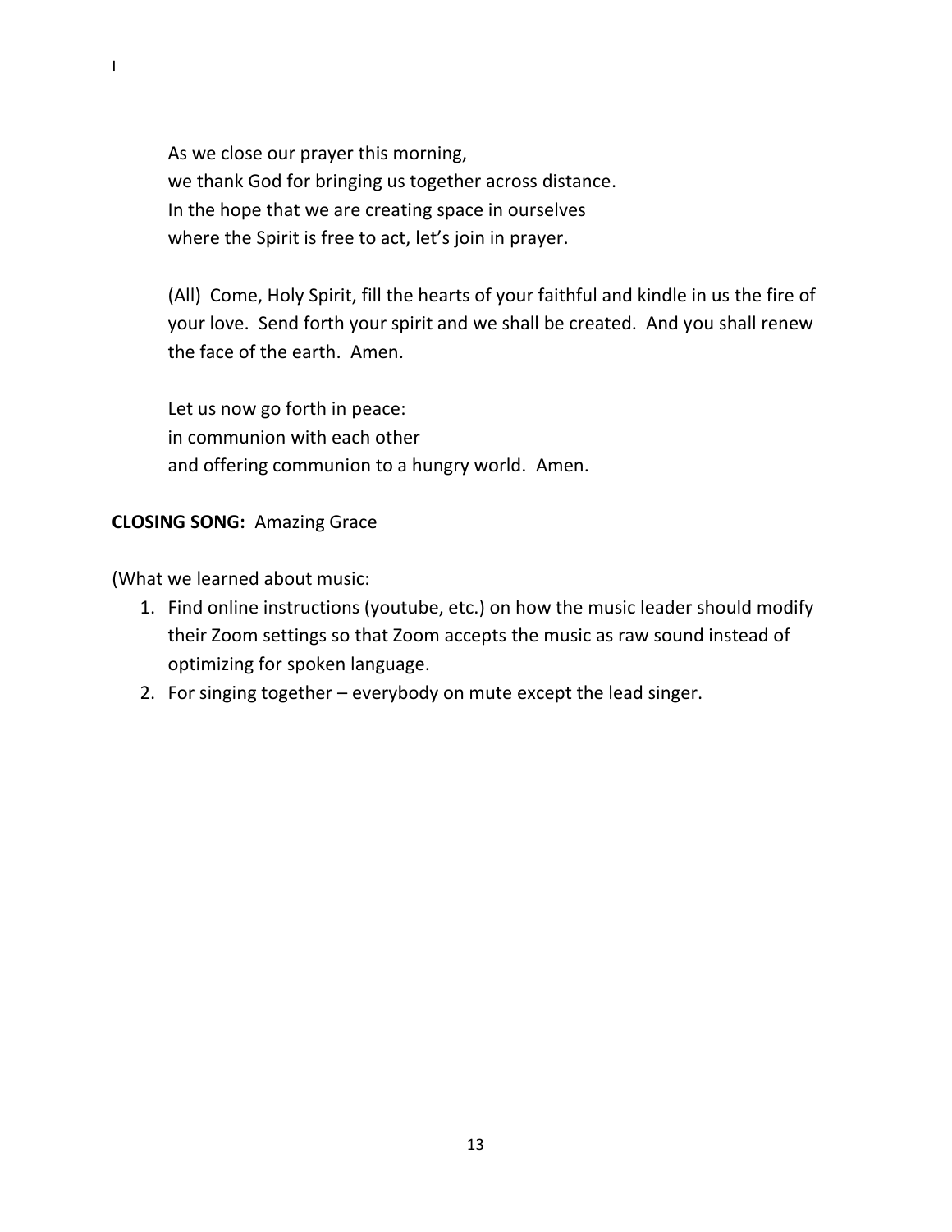I

As we close our prayer this morning,
we thank God for bringing us together across distance.
In the hope that we are creating space in ourselves
where the Spirit is free to act, let's join in prayer.

(All) Come, Holy Spirit, fill the hearts of your faithful and kindle in us the fire of your love. Send forth your spirit and we shall be created. And you shall renew the face of the earth. Amen.

Let us now go forth in peace:
in communion with each other
and offering communion to a hungry world. Amen.

**CLOSING SONG:** Amazing Grace

(What we learned about music:

1. Find online instructions (youtube, etc.) on how the music leader should modify their Zoom settings so that Zoom accepts the music as raw sound instead of optimizing for spoken language.
2. For singing together – everybody on mute except the lead singer.